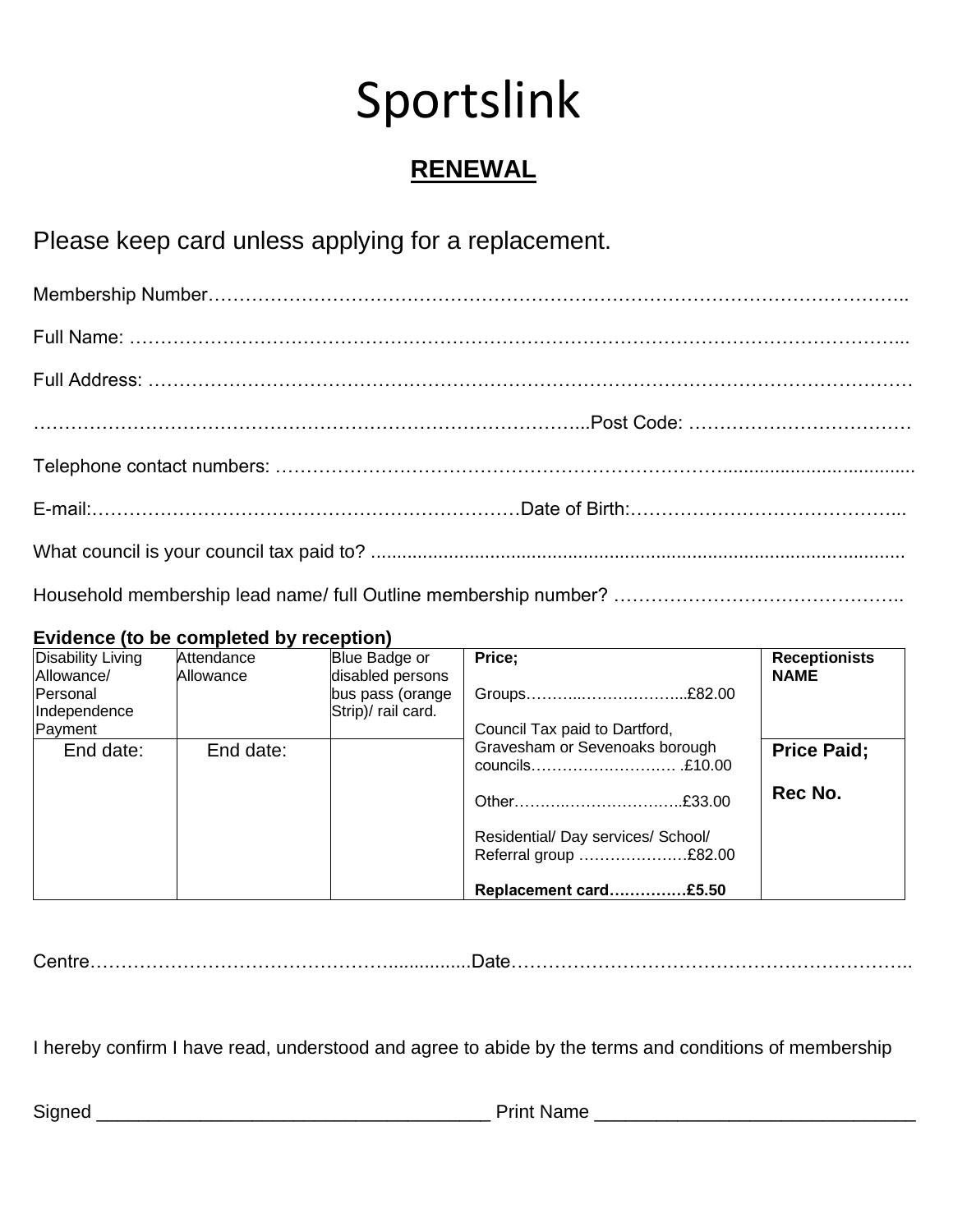# Sportslink

## RENEWAL

Please keep card unless applying for a replacement.

Membership Number……………………………………………………………………………………………..

Full Name: …………………………………………………………………………………………………...

Full Address: ……………………………………………………………………………………………………

……………………………………………………………………………...Post Code: ………………………………

Telephone contact numbers: ………………………………………………………………….....................................

E-mail:……………………………………………………………Date of Birth:……………………………………...

What council is your council tax paid to? ........................................................................................................

Household membership lead name/ full Outline membership number? ………………………………………..

**Evidence (to be completed by reception)**

| Disability Living Allowance/ Personal Independence Payment | Attendance Allowance | Blue Badge or disabled persons bus pass (orange Strip)/ rail card. | **Price;**<br><br>Groups………..………………...£82.00<br><br>Council Tax paid to Dartford, Gravesham or Sevenoaks borough councils………………………. .£10.00<br><br>Other……..……………….…..£33.00<br><br>Residential/ Day services/ School/ Referral group …………….…£82.00<br><br>**Replacement card….……….£5.50** | **Receptionists NAME** |
|---|---|---|---|---|
| End date: | End date: | | | **Price Paid;**<br><br>**Rec No.** |

Centre………………………………………..................Date……………………………………………………..

I hereby confirm I have read, understood and agree to abide by the terms and conditions of membership

Signed ____________________________________ Print Name ______________________________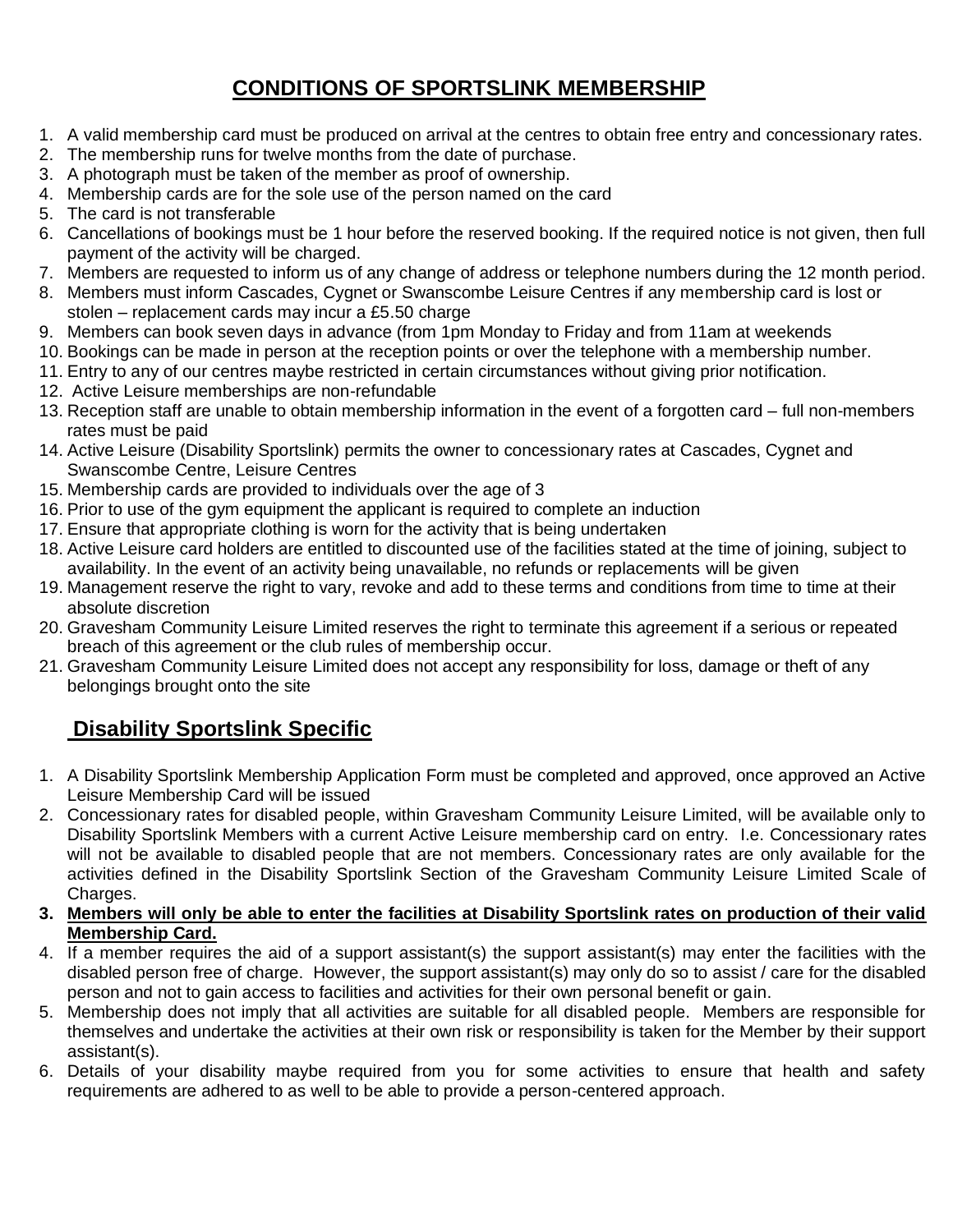# **CONDITIONS OF SPORTSLINK MEMBERSHIP**

1. A valid membership card must be produced on arrival at the centres to obtain free entry and concessionary rates.
2. The membership runs for twelve months from the date of purchase.
3. A photograph must be taken of the member as proof of ownership.
4. Membership cards are for the sole use of the person named on the card
5. The card is not transferable
6. Cancellations of bookings must be 1 hour before the reserved booking. If the required notice is not given, then full payment of the activity will be charged.
7. Members are requested to inform us of any change of address or telephone numbers during the 12 month period.
8. Members must inform Cascades, Cygnet or Swanscombe Leisure Centres if any membership card is lost or stolen – replacement cards may incur a £5.50 charge
9. Members can book seven days in advance (from 1pm Monday to Friday and from 11am at weekends
10. Bookings can be made in person at the reception points or over the telephone with a membership number.
11. Entry to any of our centres maybe restricted in certain circumstances without giving prior notification.
12. Active Leisure memberships are non-refundable
13. Reception staff are unable to obtain membership information in the event of a forgotten card – full non-members rates must be paid
14. Active Leisure (Disability Sportslink) permits the owner to concessionary rates at Cascades, Cygnet and Swanscombe Centre, Leisure Centres
15. Membership cards are provided to individuals over the age of 3
16. Prior to use of the gym equipment the applicant is required to complete an induction
17. Ensure that appropriate clothing is worn for the activity that is being undertaken
18. Active Leisure card holders are entitled to discounted use of the facilities stated at the time of joining, subject to availability. In the event of an activity being unavailable, no refunds or replacements will be given
19. Management reserve the right to vary, revoke and add to these terms and conditions from time to time at their absolute discretion
20. Gravesham Community Leisure Limited reserves the right to terminate this agreement if a serious or repeated breach of this agreement or the club rules of membership occur.
21. Gravesham Community Leisure Limited does not accept any responsibility for loss, damage or theft of any belongings brought onto the site

## **Disability Sportslink Specific**

1. A Disability Sportslink Membership Application Form must be completed and approved, once approved an Active Leisure Membership Card will be issued
2. Concessionary rates for disabled people, within Gravesham Community Leisure Limited, will be available only to Disability Sportslink Members with a current Active Leisure membership card on entry. I.e. Concessionary rates will not be available to disabled people that are not members. Concessionary rates are only available for the activities defined in the Disability Sportslink Section of the Gravesham Community Leisure Limited Scale of Charges.
3. **Members will only be able to enter the facilities at Disability Sportslink rates on production of their valid Membership Card.**
4. If a member requires the aid of a support assistant(s) the support assistant(s) may enter the facilities with the disabled person free of charge. However, the support assistant(s) may only do so to assist / care for the disabled person and not to gain access to facilities and activities for their own personal benefit or gain.
5. Membership does not imply that all activities are suitable for all disabled people. Members are responsible for themselves and undertake the activities at their own risk or responsibility is taken for the Member by their support assistant(s).
6. Details of your disability maybe required from you for some activities to ensure that health and safety requirements are adhered to as well to be able to provide a person-centered approach.